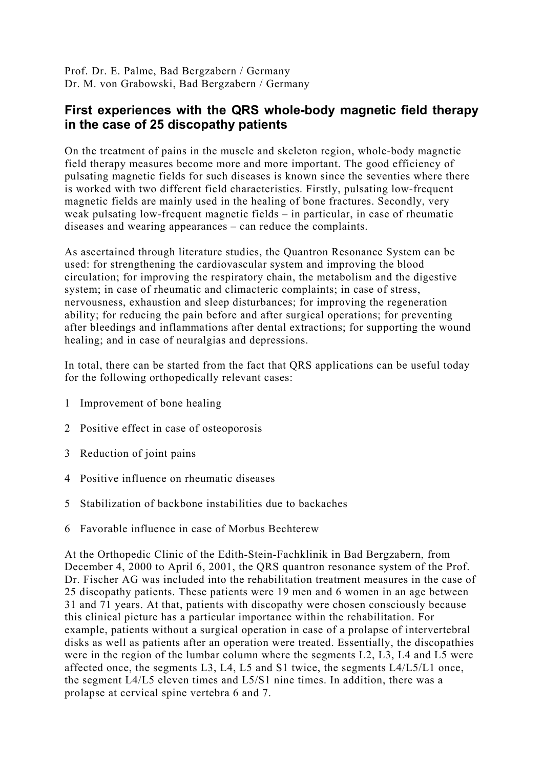Prof. Dr. E. Palme, Bad Bergzabern / Germany
Dr. M. von Grabowski, Bad Bergzabern / Germany

# First experiences with the QRS whole-body magnetic field therapy in the case of 25 discopathy patients

On the treatment of pains in the muscle and skeleton region, whole-body magnetic field therapy measures become more and more important. The good efficiency of pulsating magnetic fields for such diseases is known since the seventies where there is worked with two different field characteristics. Firstly, pulsating low-frequent magnetic fields are mainly used in the healing of bone fractures. Secondly, very weak pulsating low-frequent magnetic fields – in particular, in case of rheumatic diseases and wearing appearances – can reduce the complaints.

As ascertained through literature studies, the Quantron Resonance System can be used: for strengthening the cardiovascular system and improving the blood circulation; for improving the respiratory chain, the metabolism and the digestive system; in case of rheumatic and climacteric complaints; in case of stress, nervousness, exhaustion and sleep disturbances; for improving the regeneration ability; for reducing the pain before and after surgical operations; for preventing after bleedings and inflammations after dental extractions; for supporting the wound healing; and in case of neuralgias and depressions.

In total, there can be started from the fact that QRS applications can be useful today for the following orthopedically relevant cases:

1 Improvement of bone healing

2 Positive effect in case of osteoporosis

3 Reduction of joint pains

4 Positive influence on rheumatic diseases

5 Stabilization of backbone instabilities due to backaches

6 Favorable influence in case of Morbus Bechterew

At the Orthopedic Clinic of the Edith-Stein-Fachklinik in Bad Bergzabern, from December 4, 2000 to April 6, 2001, the QRS quantron resonance system of the Prof. Dr. Fischer AG was included into the rehabilitation treatment measures in the case of 25 discopathy patients. These patients were 19 men and 6 women in an age between 31 and 71 years. At that, patients with discopathy were chosen consciously because this clinical picture has a particular importance within the rehabilitation. For example, patients without a surgical operation in case of a prolapse of intervertebral disks as well as patients after an operation were treated. Essentially, the discopathies were in the region of the lumbar column where the segments L2, L3, L4 and L5 were affected once, the segments L3, L4, L5 and S1 twice, the segments L4/L5/L1 once, the segment L4/L5 eleven times and L5/S1 nine times. In addition, there was a prolapse at cervical spine vertebra 6 and 7.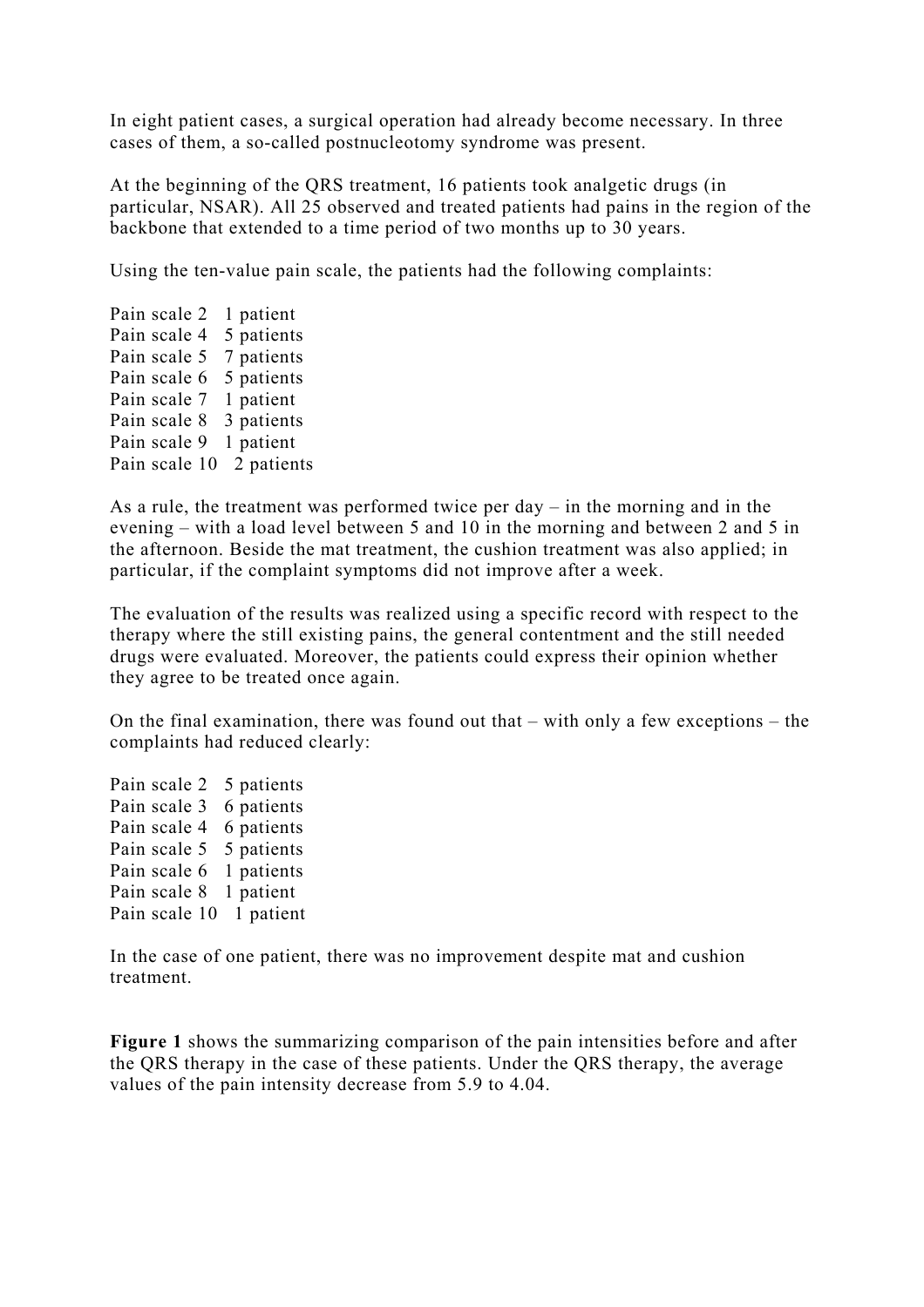In eight patient cases, a surgical operation had already become necessary. In three cases of them, a so-called postnucleotomy syndrome was present.

At the beginning of the QRS treatment, 16 patients took analgetic drugs (in particular, NSAR). All 25 observed and treated patients had pains in the region of the backbone that extended to a time period of two months up to 30 years.

Using the ten-value pain scale, the patients had the following complaints:

Pain scale 2   1 patient  
Pain scale 4   5 patients  
Pain scale 5   7 patients  
Pain scale 6   5 patients  
Pain scale 7   1 patient  
Pain scale 8   3 patients  
Pain scale 9   1 patient  
Pain scale 10   2 patients

As a rule, the treatment was performed twice per day – in the morning and in the evening – with a load level between 5 and 10 in the morning and between 2 and 5 in the afternoon. Beside the mat treatment, the cushion treatment was also applied; in particular, if the complaint symptoms did not improve after a week.

The evaluation of the results was realized using a specific record with respect to the therapy where the still existing pains, the general contentment and the still needed drugs were evaluated. Moreover, the patients could express their opinion whether they agree to be treated once again.

On the final examination, there was found out that – with only a few exceptions – the complaints had reduced clearly:

Pain scale 2   5 patients  
Pain scale 3   6 patients  
Pain scale 4   6 patients  
Pain scale 5   5 patients  
Pain scale 6   1 patients  
Pain scale 8   1 patient  
Pain scale 10   1 patient

In the case of one patient, there was no improvement despite mat and cushion treatment.

**Figure 1** shows the summarizing comparison of the pain intensities before and after the QRS therapy in the case of these patients. Under the QRS therapy, the average values of the pain intensity decrease from 5.9 to 4.04.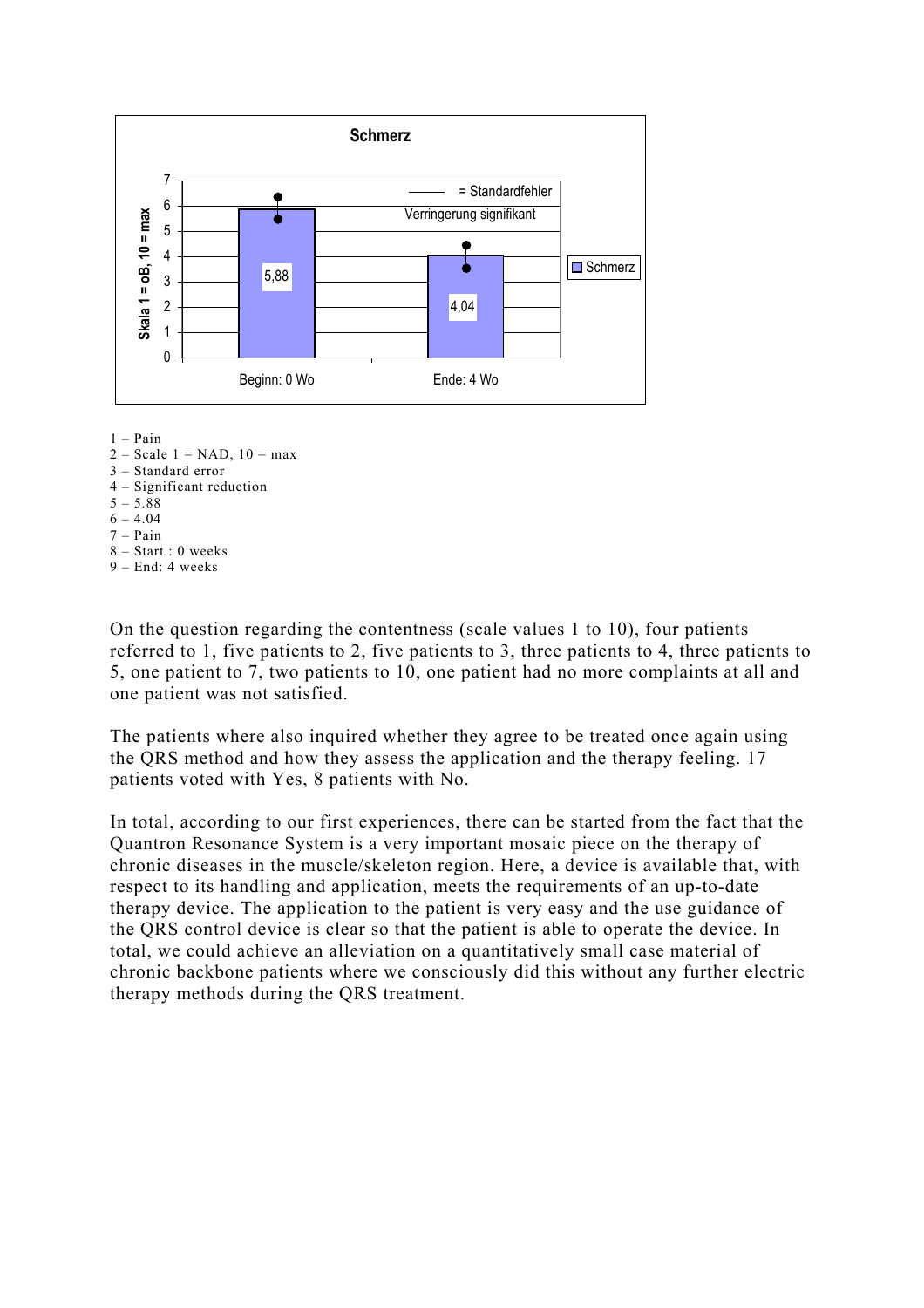Schmerz

Skala 1 = oB, 10 = max

7
6
5
4
3
2
1
0

= Standardfehler

Verringerung signifikant

5,88

4,04

Schmerz

Beginn: 0 Wo

Ende: 4 Wo

1 – Pain
2 – Scale 1 = NAD, 10 = max
3 – Standard error
4 – Significant reduction
5 – 5.88
6 – 4.04
7 – Pain
8 – Start : 0 weeks
9 – End: 4 weeks

On the question regarding the contentness (scale values 1 to 10), four patients referred to 1, five patients to 2, five patients to 3, three patients to 4, three patients to 5, one patient to 7, two patients to 10, one patient had no more complaints at all and one patient was not satisfied.

The patients where also inquired whether they agree to be treated once again using the QRS method and how they assess the application and the therapy feeling. 17 patients voted with Yes, 8 patients with No.

In total, according to our first experiences, there can be started from the fact that the Quantron Resonance System is a very important mosaic piece on the therapy of chronic diseases in the muscle/skeleton region. Here, a device is available that, with respect to its handling and application, meets the requirements of an up-to-date therapy device. The application to the patient is very easy and the use guidance of the QRS control device is clear so that the patient is able to operate the device. In total, we could achieve an alleviation on a quantitatively small case material of chronic backbone patients where we consciously did this without any further electric therapy methods during the QRS treatment.